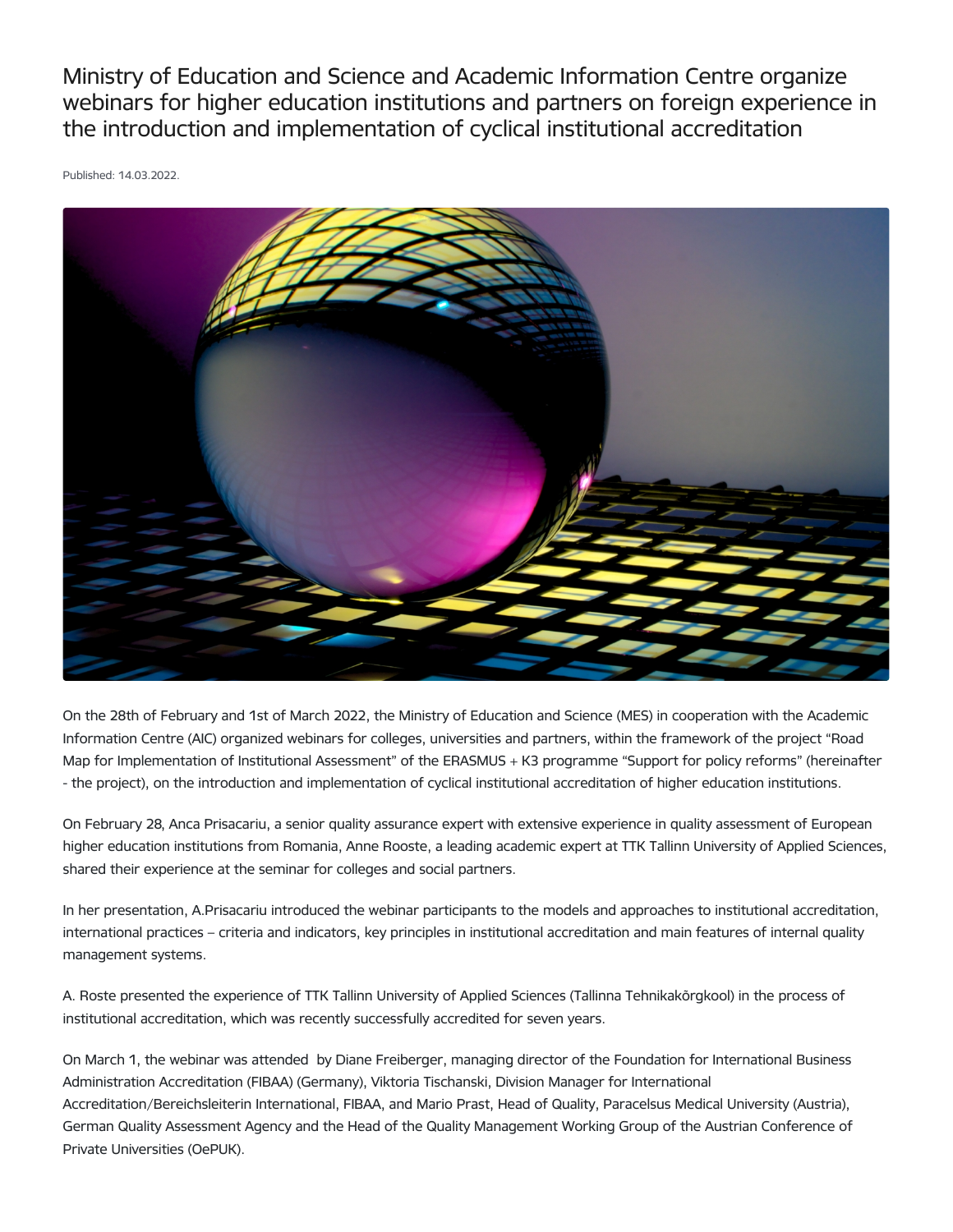# Ministry of Education and Science and Academic Information Centre organize webinars for higher education institutions and partners on foreign experience in the introduction and implementation of cyclical institutional accreditation

Published: 14.03.2022.

On the 28th of February and 1st of March 2022, the Ministry of Education and Science (MES) in cooperation with the Academic Information Centre (AIC) organized webinars for colleges, universities and partners, within the framework of the project "Road Map for Implementation of Institutional Assessment" of the ERASMUS + K3 programme "Support for policy reforms" (hereinafter - the project), on the introduction and implementation of cyclical institutional accreditation of higher education institutions.

On February 28, Anca Prisacariu, a senior quality assurance expert with extensive experience in quality assessment of European higher education institutions from Romania, Anne Rooste, a leading academic expert at TTK Tallinn University of Applied Sciences, shared their experience at the seminar for colleges and social partners.

In her presentation, A.Prisacariu introduced the webinar participants to the models and approaches to institutional accreditation, international practices – criteria and indicators, key principles in institutional accreditation and main features of internal quality management systems.

A. Roste presented the experience of TTK Tallinn University of Applied Sciences (Tallinna Tehnikakõrgkool) in the process of institutional accreditation, which was recently successfully accredited for seven years.

On March 1, the webinar was attended by Diane Freiberger, managing director of the Foundation for International Business Administration Accreditation (FIBAA) (Germany), Viktoria Tischanski, Division Manager for International Accreditation/Bereichsleiterin International, FIBAA, and Mario Prast, Head of Quality, Paracelsus Medical University (Austria), German Quality Assessment Agency and the Head of the Quality Management Working Group of the Austrian Conference of Private Universities (OePUK).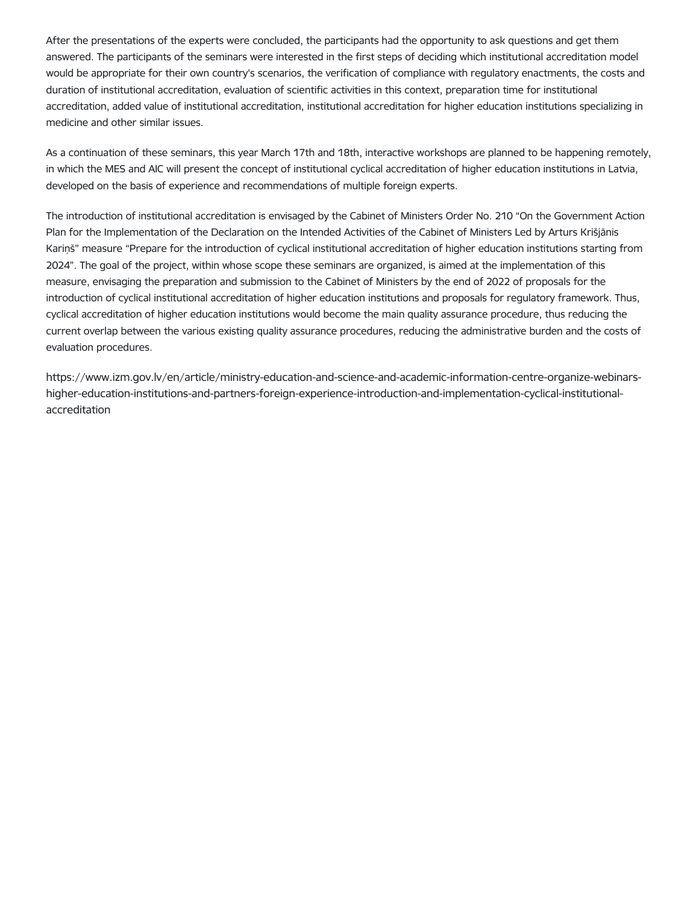After the presentations of the experts were concluded, the participants had the opportunity to ask questions and get them answered. The participants of the seminars were interested in the first steps of deciding which institutional accreditation model would be appropriate for their own country's scenarios, the verification of compliance with regulatory enactments, the costs and duration of institutional accreditation, evaluation of scientific activities in this context, preparation time for institutional accreditation, added value of institutional accreditation, institutional accreditation for higher education institutions specializing in medicine and other similar issues.

As a continuation of these seminars, this year March 17th and 18th, interactive workshops are planned to be happening remotely, in which the MES and AIC will present the concept of institutional cyclical accreditation of higher education institutions in Latvia, developed on the basis of experience and recommendations of multiple foreign experts.

The introduction of institutional accreditation is envisaged by the Cabinet of Ministers Order No. 210 "On the Government Action Plan for the Implementation of the Declaration on the Intended Activities of the Cabinet of Ministers Led by Arturs Krišjānis Kariņš" measure "Prepare for the introduction of cyclical institutional accreditation of higher education institutions starting from 2024". The goal of the project, within whose scope these seminars are organized, is aimed at the implementation of this measure, envisaging the preparation and submission to the Cabinet of Ministers by the end of 2022 of proposals for the introduction of cyclical institutional accreditation of higher education institutions and proposals for regulatory framework. Thus, cyclical accreditation of higher education institutions would become the main quality assurance procedure, thus reducing the current overlap between the various existing quality assurance procedures, reducing the administrative burden and the costs of evaluation procedures.

https://www.izm.gov.lv/en/article/ministry-education-and-science-and-academic-information-centre-organize-webinars-higher-education-institutions-and-partners-foreign-experience-introduction-and-implementation-cyclical-institutional-accreditation